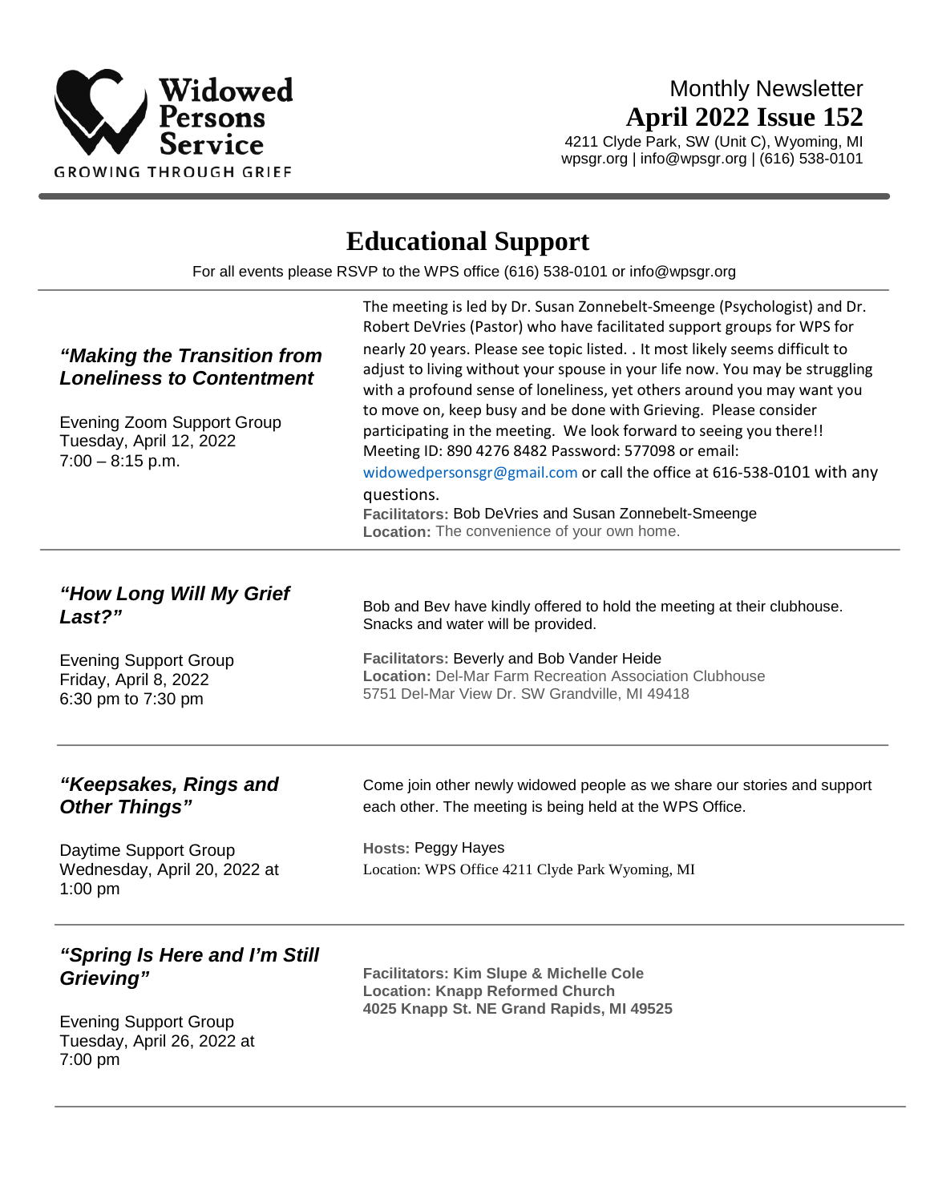**Widowed Persons Service**
GROWING THROUGH GRIEF

Monthly Newsletter
**April 2022 Issue 152**
4211 Clyde Park, SW (Unit C), Wyoming, MI
wpsgr.org | info@wpsgr.org | (616) 538-0101

# Educational Support

For all events please RSVP to the WPS office (616) 538-0101 or info@wpsgr.org

### *"Making the Transition from Loneliness to Contentment*

Evening Zoom Support Group
Tuesday, April 12, 2022
7:00 – 8:15 p.m.

The meeting is led by Dr. Susan Zonnebelt-Smeenge (Psychologist) and Dr. Robert DeVries (Pastor) who have facilitated support groups for WPS for nearly 20 years. Please see topic listed. . It most likely seems difficult to adjust to living without your spouse in your life now. You may be struggling with a profound sense of loneliness, yet others around you may want you to move on, keep busy and be done with Grieving. Please consider participating in the meeting. We look forward to seeing you there!! Meeting ID: 890 4276 8482 Password: 577098 or email: widowedpersonsgr@gmail.com or call the office at 616-538-0101 with any questions.

**Facilitators:** Bob DeVries and Susan Zonnebelt-Smeenge
**Location:** The convenience of your own home.

### *"How Long Will My Grief Last?"*

Evening Support Group
Friday, April 8, 2022
6:30 pm to 7:30 pm

Bob and Bev have kindly offered to hold the meeting at their clubhouse. Snacks and water will be provided.

**Facilitators:** Beverly and Bob Vander Heide
**Location:** Del-Mar Farm Recreation Association Clubhouse
5751 Del-Mar View Dr. SW Grandville, MI 49418

### *"Keepsakes, Rings and Other Things"*

Daytime Support Group
Wednesday, April 20, 2022 at 1:00 pm

Come join other newly widowed people as we share our stories and support each other. The meeting is being held at the WPS Office.

**Hosts:** Peggy Hayes
Location: WPS Office 4211 Clyde Park Wyoming, MI

### *"Spring Is Here and I'm Still Grieving"*

Evening Support Group
Tuesday, April 26, 2022 at 7:00 pm

**Facilitators: Kim Slupe & Michelle Cole**
**Location: Knapp Reformed Church**
**4025 Knapp St. NE Grand Rapids, MI 49525**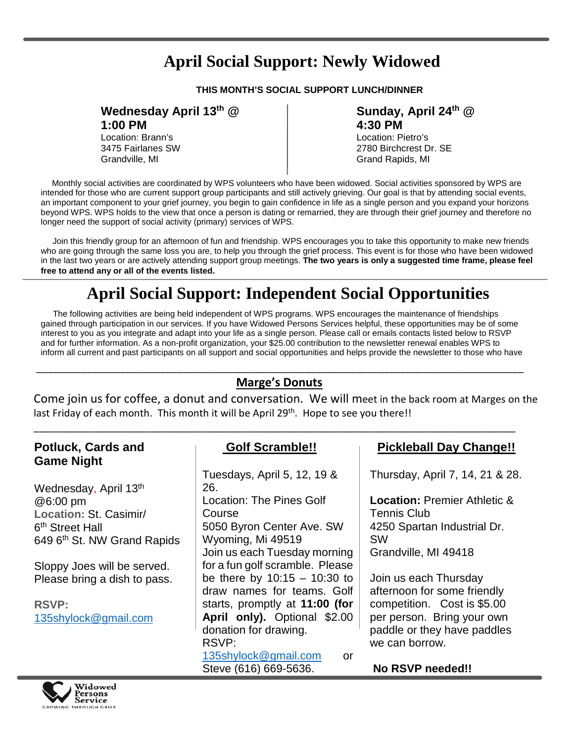# April Social Support: Newly Widowed

**THIS MONTH'S SOCIAL SUPPORT LUNCH/DINNER**

**Wednesday April 13th @ 1:00 PM**
Location: Brann's
3475 Fairlanes SW
Grandville, MI

**Sunday, April 24th @ 4:30 PM**
Location: Pietro's
2780 Birchcrest Dr. SE
Grand Rapids, MI

Monthly social activities are coordinated by WPS volunteers who have been widowed. Social activities sponsored by WPS are intended for those who are current support group participants and still actively grieving. Our goal is that by attending social events, an important component to your grief journey, you begin to gain confidence in life as a single person and you expand your horizons beyond WPS. WPS holds to the view that once a person is dating or remarried, they are through their grief journey and therefore no longer need the support of social activity (primary) services of WPS.

Join this friendly group for an afternoon of fun and friendship. WPS encourages you to take this opportunity to make new friends who are going through the same loss you are, to help you through the grief process. This event is for those who have been widowed in the last two years or are actively attending support group meetings. **The two years is only a suggested time frame, please feel free to attend any or all of the events listed.**

# April Social Support: Independent Social Opportunities

The following activities are being held independent of WPS programs. WPS encourages the maintenance of friendships gained through participation in our services. If you have Widowed Persons Services helpful, these opportunities may be of some interest to you as you integrate and adapt into your life as a single person. Please call or emails contacts listed below to RSVP and for further information. As a non-profit organization, your $25.00 contribution to the newsletter renewal enables WPS to inform all current and past participants on all support and social opportunities and helps provide the newsletter to those who have

---

## Marge's Donuts

Come join us for coffee, a donut and conversation. We will meet in the back room at Marges on the last Friday of each month. This month it will be April 29th. Hope to see you there!!

---

### Potluck, Cards and Game Night

Wednesday, April 13th @6:00 pm
**Location:** St. Casimir/ 6th Street Hall
649 6th St. NW Grand Rapids

Sloppy Joes will be served. Please bring a dish to pass.

**RSVP:**
135shylock@gmail.com

### Golf Scramble!!

Tuesdays, April 5, 12, 19 & 26.
Location: The Pines Golf Course
5050 Byron Center Ave. SW
Wyoming, Mi 49519
Join us each Tuesday morning for a fun golf scramble. Please be there by 10:15 – 10:30 to draw names for teams. Golf starts, promptly at **11:00 (for April only).** Optional $2.00 donation for drawing.
RSVP:
135shylock@gmail.com or Steve (616) 669-5636.

### Pickleball Day Change!!

Thursday, April 7, 14, 21 & 28.

**Location:** Premier Athletic & Tennis Club
4250 Spartan Industrial Dr. SW
Grandville, MI 49418

Join us each Thursday afternoon for some friendly competition. Cost is $5.00 per person. Bring your own paddle or they have paddles we can borrow.

**No RSVP needed!!**

Widowed Persons Service
GROWING THROUGH GRIEF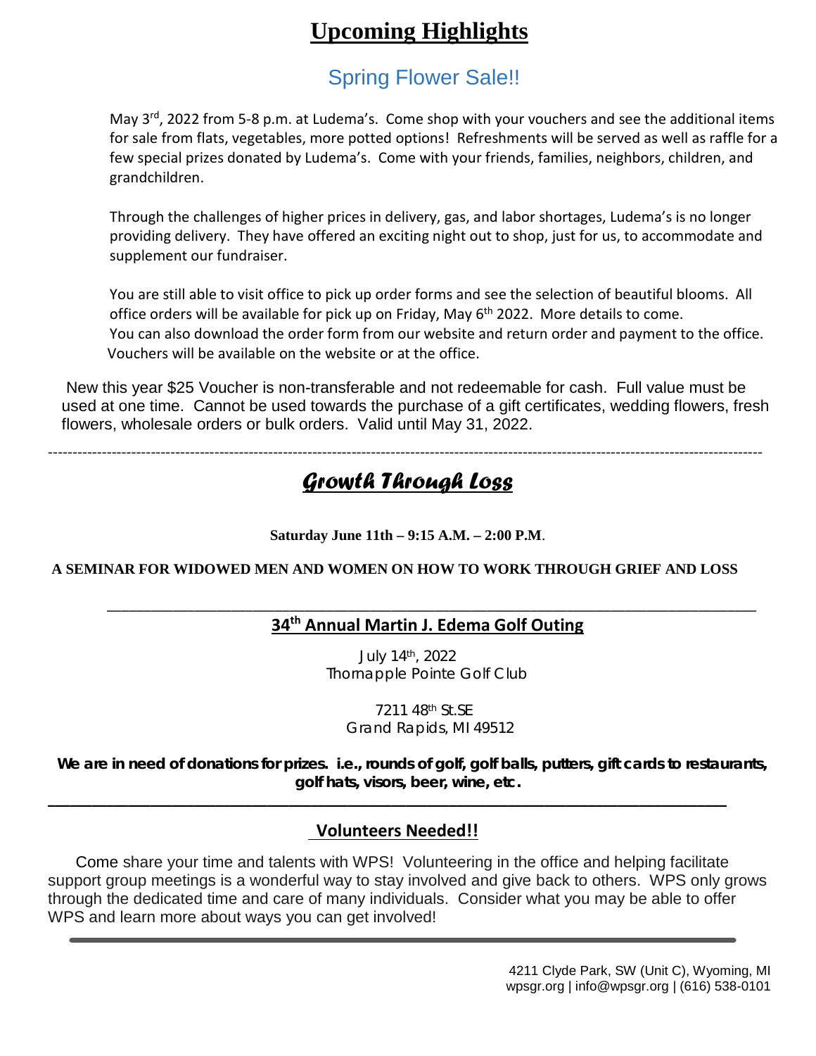# Upcoming Highlights

## Spring Flower Sale!!

May 3rd, 2022 from 5-8 p.m. at Ludema's. Come shop with your vouchers and see the additional items for sale from flats, vegetables, more potted options! Refreshments will be served as well as raffle for a few special prizes donated by Ludema's. Come with your friends, families, neighbors, children, and grandchildren.

Through the challenges of higher prices in delivery, gas, and labor shortages, Ludema's is no longer providing delivery. They have offered an exciting night out to shop, just for us, to accommodate and supplement our fundraiser.

You are still able to visit office to pick up order forms and see the selection of beautiful blooms. All office orders will be available for pick up on Friday, May 6th 2022. More details to come.
You can also download the order form from our website and return order and payment to the office. Vouchers will be available on the website or at the office.

New this year $25 Voucher is non-transferable and not redeemable for cash. Full value must be used at one time. Cannot be used towards the purchase of a gift certificates, wedding flowers, fresh flowers, wholesale orders or bulk orders. Valid until May 31, 2022.

---

## *Growth Through Loss*

**Saturday June 11th – 9:15 A.M. – 2:00 P.M**.

**A SEMINAR FOR WIDOWED MEN AND WOMEN ON HOW TO WORK THROUGH GRIEF AND LOSS**

---

## 34th Annual Martin J. Edema Golf Outing

July 14th, 2022
Thornapple Pointe Golf Club

7211 48th St.SE
Grand Rapids, MI 49512

**We are in need of donations for prizes. i.e., rounds of golf, golf balls, putters, gift cards to restaurants, golf hats, visors, beer, wine, etc.**

---

## Volunteers Needed!!

Come share your time and talents with WPS! Volunteering in the office and helping facilitate support group meetings is a wonderful way to stay involved and give back to others. WPS only grows through the dedicated time and care of many individuals. Consider what you may be able to offer WPS and learn more about ways you can get involved!

---

4211 Clyde Park, SW (Unit C), Wyoming, MI
wpsgr.org | info@wpsgr.org | (616) 538-0101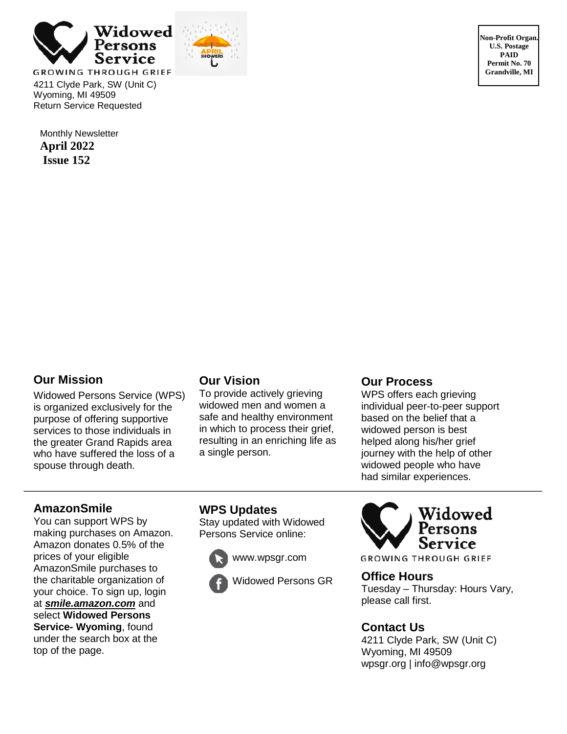**Widowed Persons Service**
GROWING THROUGH GRIEF

4211 Clyde Park, SW (Unit C)
Wyoming, MI 49509
Return Service Requested

APRIL SHOWERS

Non-Profit Organ.
U.S. Postage
PAID
Permit No. 70
Grandville, MI

Monthly Newsletter
**April 2022**
**Issue 152**

## Our Mission

Widowed Persons Service (WPS) is organized exclusively for the purpose of offering supportive services to those individuals in the greater Grand Rapids area who have suffered the loss of a spouse through death.

## Our Vision

To provide actively grieving widowed men and women a safe and healthy environment in which to process their grief, resulting in an enriching life as a single person.

## Our Process

WPS offers each grieving individual peer-to-peer support based on the belief that a widowed person is best helped along his/her grief journey with the help of other widowed people who have had similar experiences.

---

## AmazonSmile

You can support WPS by making purchases on Amazon. Amazon donates 0.5% of the prices of your eligible AmazonSmile purchases to the charitable organization of your choice. To sign up, login at ***smile.amazon.com*** and select **Widowed Persons Service- Wyoming**, found under the search box at the top of the page.

## WPS Updates

Stay updated with Widowed Persons Service online:

www.wpsgr.com

Widowed Persons GR

**Widowed Persons Service**
GROWING THROUGH GRIEF

## Office Hours

Tuesday – Thursday: Hours Vary, please call first.

## Contact Us

4211 Clyde Park, SW (Unit C)
Wyoming, MI 49509
wpsgr.org | info@wpsgr.org